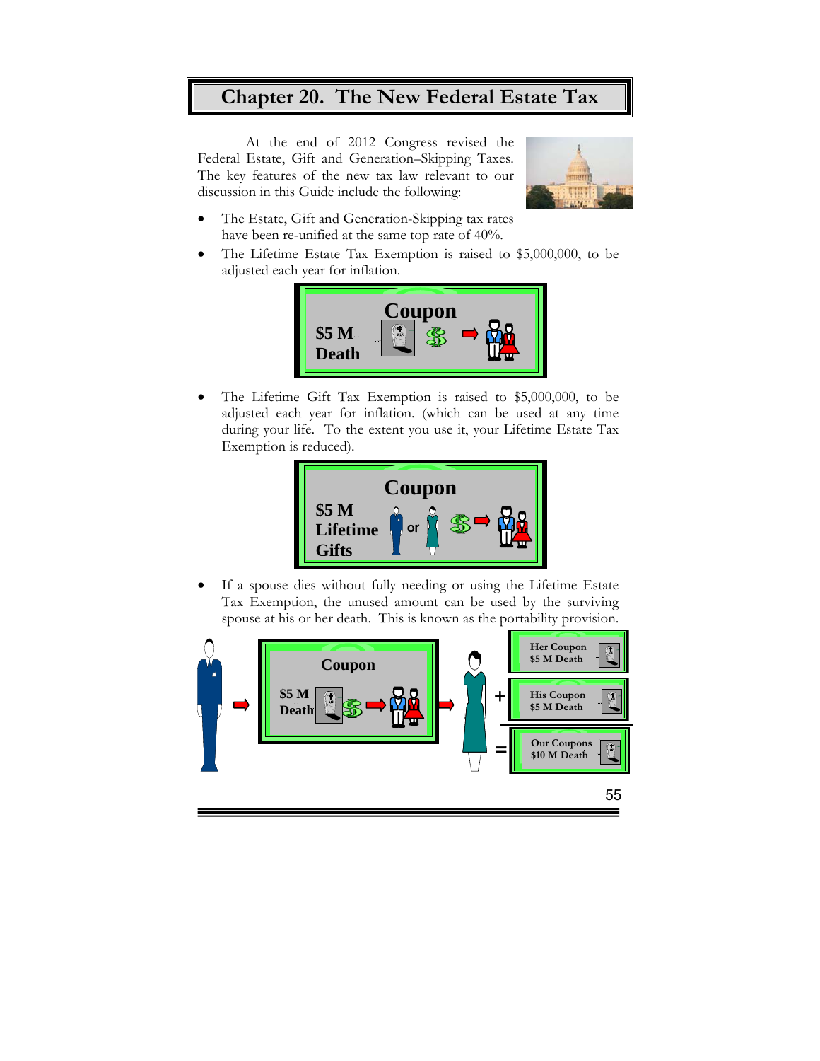# Chapter 20. The New Federal Estate Tax

At the end of 2012 Congress revised the Federal Estate, Gift and Generation–Skipping Taxes. The key features of the new tax law relevant to our discussion in this Guide include the following:

- The Estate, Gift and Generation-Skipping tax rates have been re-unified at the same top rate of 40%.
- The Lifetime Estate Tax Exemption is raised to $5,000,000, to be adjusted each year for inflation.

Coupon
$5 M Death

- The Lifetime Gift Tax Exemption is raised to $5,000,000, to be adjusted each year for inflation. (which can be used at any time during your life. To the extent you use it, your Lifetime Estate Tax Exemption is reduced).

Coupon
$5 M Lifetime Gifts

- If a spouse dies without fully needing or using the Lifetime Estate Tax Exemption, the unused amount can be used by the surviving spouse at his or her death. This is known as the portability provision.

Coupon
$5 M Death

Her Coupon $5 M Death
+ His Coupon $5 M Death
= Our Coupons $10 M Death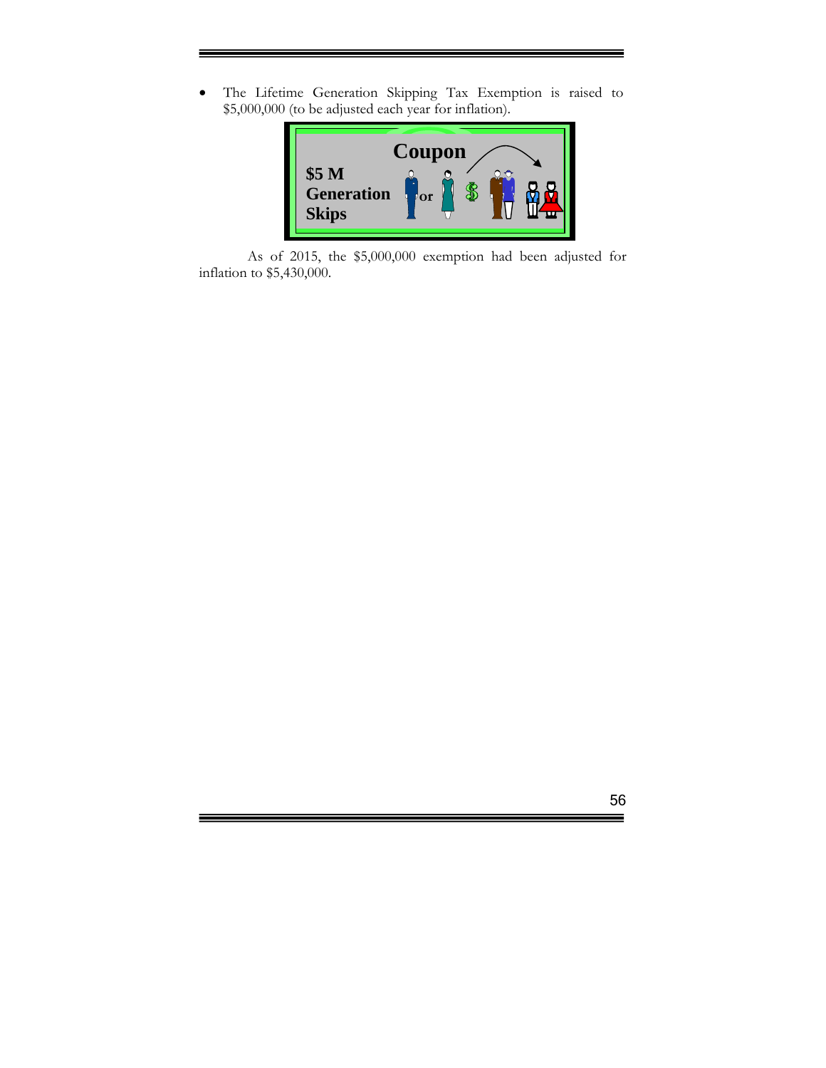- The Lifetime Generation Skipping Tax Exemption is raised to $5,000,000 (to be adjusted each year for inflation).

Coupon

$5 M
Generation
Skips

or

As of 2015, the $5,000,000 exemption had been adjusted for inflation to $5,430,000.